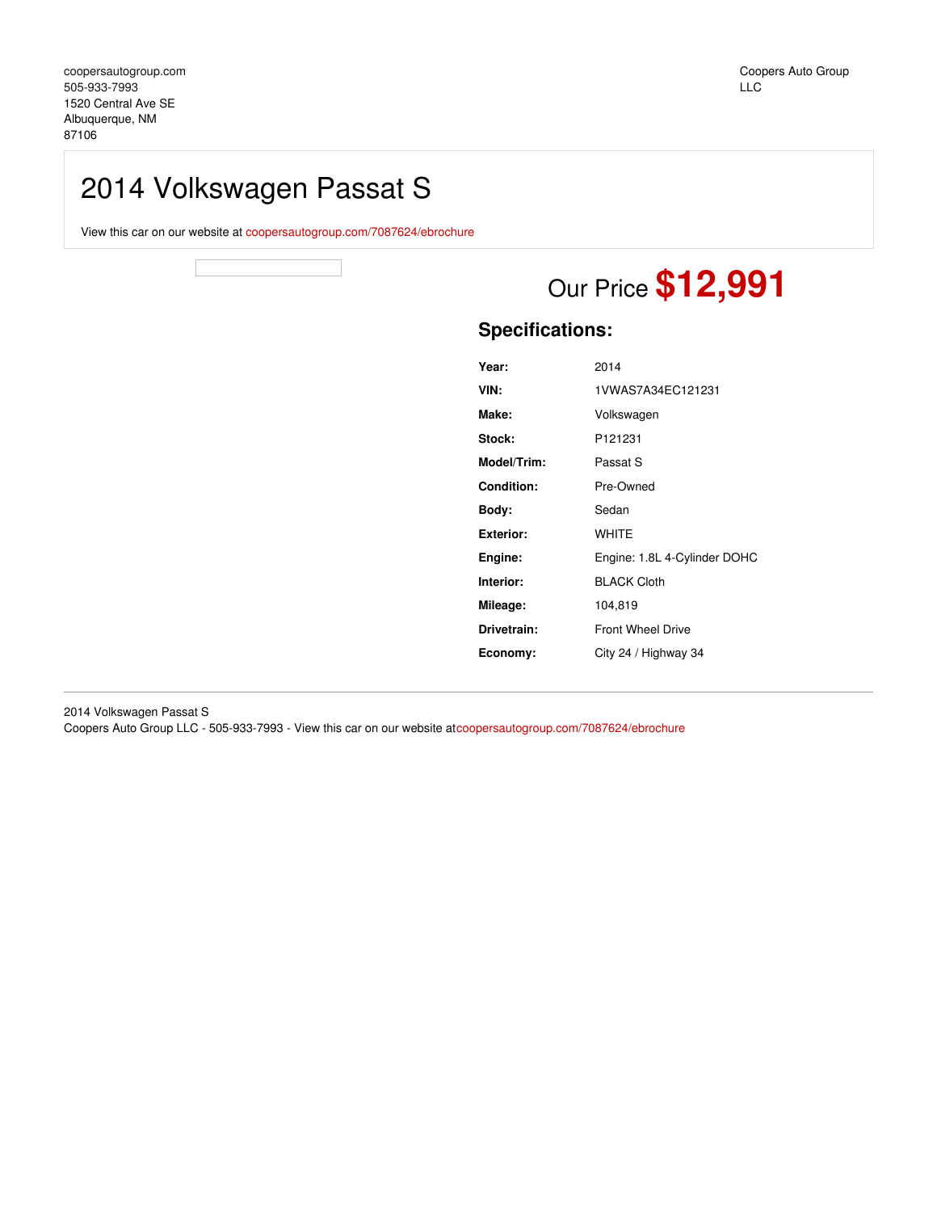coopersautogroup.com
505-933-7993
1520 Central Ave SE
Albuquerque, NM
87106

Coopers Auto Group LLC

# 2014 Volkswagen Passat S

View this car on our website at coopersautogroup.com/7087624/ebrochure

Our Price **$12,991**

## Specifications:

| | |
|---|---|
| **Year:** | 2014 |
| **VIN:** | 1VWAS7A34EC121231 |
| **Make:** | Volkswagen |
| **Stock:** | P121231 |
| **Model/Trim:** | Passat S |
| **Condition:** | Pre-Owned |
| **Body:** | Sedan |
| **Exterior:** | WHITE |
| **Engine:** | Engine: 1.8L 4-Cylinder DOHC |
| **Interior:** | BLACK Cloth |
| **Mileage:** | 104,819 |
| **Drivetrain:** | Front Wheel Drive |
| **Economy:** | City 24 / Highway 34 |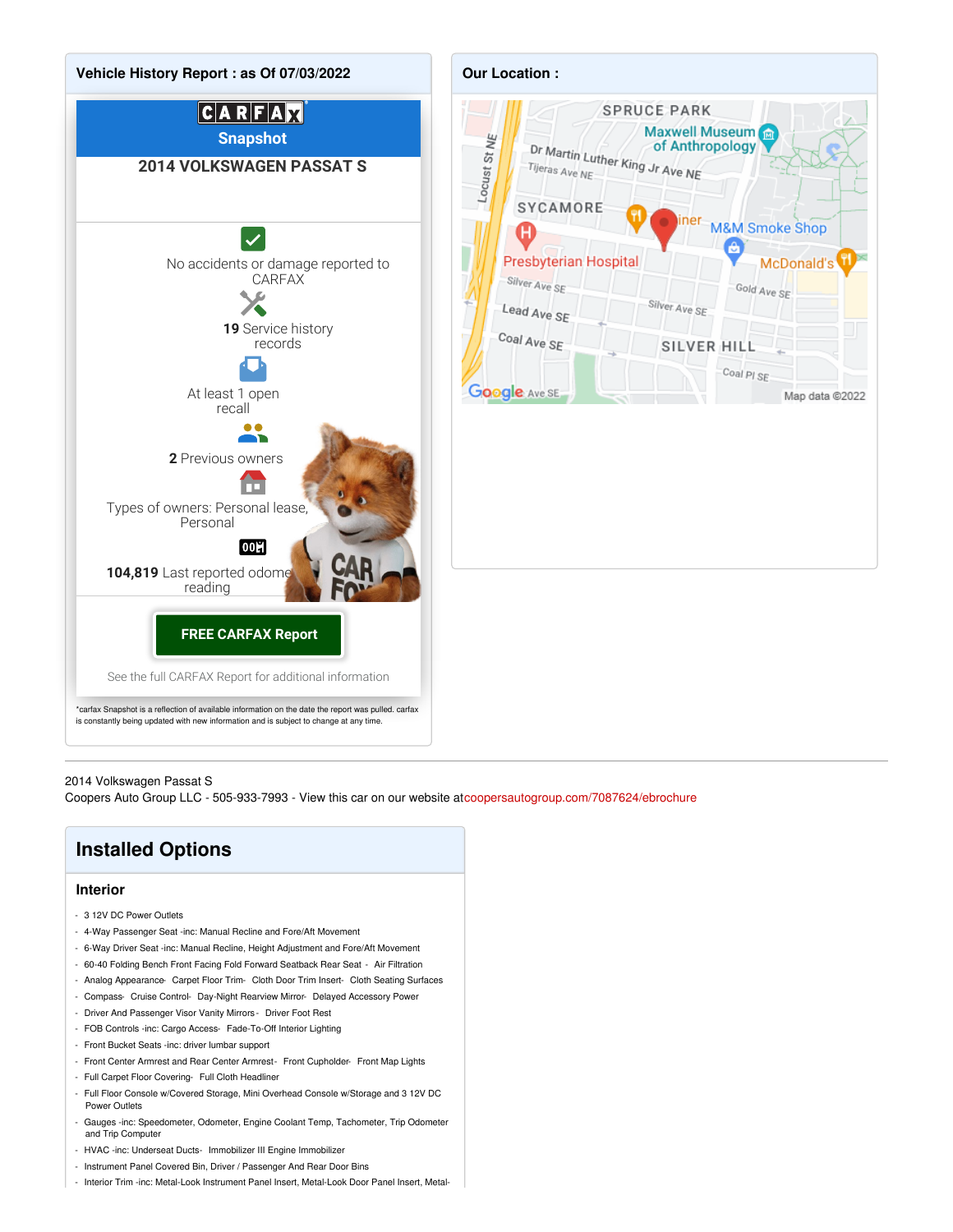## Vehicle History Report : as Of 07/03/2022

**CARFAX Snapshot**

**2014 VOLKSWAGEN PASSAT S**

No accidents or damage reported to CARFAX

**19** Service history records

At least 1 open recall

**2** Previous owners

Types of owners: Personal lease, Personal

**104,819** Last reported odometer reading

**FREE CARFAX Report**

See the full CARFAX Report for additional information

*carfax Snapshot is a reflection of available information on the date the report was pulled. carfax is constantly being updated with new information and is subject to change at any time.

## Our Location :

2014 Volkswagen Passat S
Coopers Auto Group LLC - 505-933-7993 - View this car on our website atcoopersautogroup.com/7087624/ebrochure

## Installed Options

### Interior

- 3 12V DC Power Outlets
- 4-Way Passenger Seat -inc: Manual Recline and Fore/Aft Movement
- 6-Way Driver Seat -inc: Manual Recline, Height Adjustment and Fore/Aft Movement
- 60-40 Folding Bench Front Facing Fold Forward Seatback Rear Seat - Air Filtration
- Analog Appearance- Carpet Floor Trim- Cloth Door Trim Insert- Cloth Seating Surfaces
- Compass- Cruise Control- Day-Night Rearview Mirror- Delayed Accessory Power
- Driver And Passenger Visor Vanity Mirrors - Driver Foot Rest
- FOB Controls -inc: Cargo Access- Fade-To-Off Interior Lighting
- Front Bucket Seats -inc: driver lumbar support
- Front Center Armrest and Rear Center Armrest- Front Cupholder- Front Map Lights
- Full Carpet Floor Covering- Full Cloth Headliner
- Full Floor Console w/Covered Storage, Mini Overhead Console w/Storage and 3 12V DC Power Outlets
- Gauges -inc: Speedometer, Odometer, Engine Coolant Temp, Tachometer, Trip Odometer and Trip Computer
- HVAC -inc: Underseat Ducts- Immobilizer III Engine Immobilizer
- Instrument Panel Covered Bin, Driver / Passenger And Rear Door Bins
- Interior Trim -inc: Metal-Look Instrument Panel Insert, Metal-Look Door Panel Insert, Metal-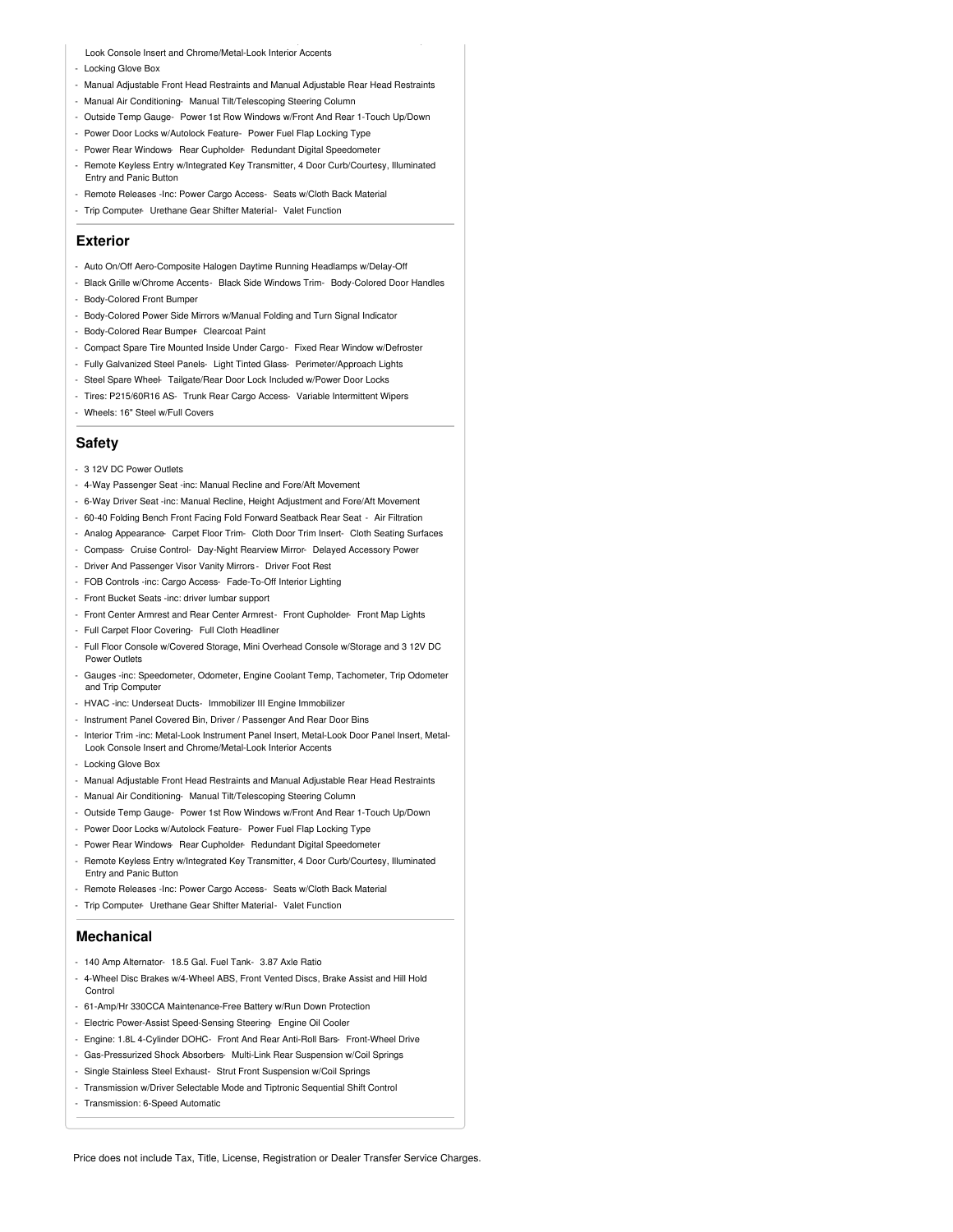Look Console Insert and Chrome/Metal-Look Interior Accents

- Locking Glove Box
- Manual Adjustable Front Head Restraints and Manual Adjustable Rear Head Restraints
- Manual Air Conditioning- Manual Tilt/Telescoping Steering Column
- Outside Temp Gauge- Power 1st Row Windows w/Front And Rear 1-Touch Up/Down
- Power Door Locks w/Autolock Feature- Power Fuel Flap Locking Type
- Power Rear Windows- Rear Cupholder- Redundant Digital Speedometer
- Remote Keyless Entry w/Integrated Key Transmitter, 4 Door Curb/Courtesy, Illuminated Entry and Panic Button
- Remote Releases -Inc: Power Cargo Access- Seats w/Cloth Back Material
- Trip Computer- Urethane Gear Shifter Material- Valet Function

## Exterior

- Auto On/Off Aero-Composite Halogen Daytime Running Headlamps w/Delay-Off
- Black Grille w/Chrome Accents- Black Side Windows Trim- Body-Colored Door Handles
- Body-Colored Front Bumper
- Body-Colored Power Side Mirrors w/Manual Folding and Turn Signal Indicator
- Body-Colored Rear Bumper- Clearcoat Paint
- Compact Spare Tire Mounted Inside Under Cargo- Fixed Rear Window w/Defroster
- Fully Galvanized Steel Panels- Light Tinted Glass- Perimeter/Approach Lights
- Steel Spare Wheel- Tailgate/Rear Door Lock Included w/Power Door Locks
- Tires: P215/60R16 AS- Trunk Rear Cargo Access- Variable Intermittent Wipers
- Wheels: 16" Steel w/Full Covers

## Safety

- 3 12V DC Power Outlets
- 4-Way Passenger Seat -inc: Manual Recline and Fore/Aft Movement
- 6-Way Driver Seat -inc: Manual Recline, Height Adjustment and Fore/Aft Movement
- 60-40 Folding Bench Front Facing Fold Forward Seatback Rear Seat - Air Filtration
- Analog Appearance- Carpet Floor Trim- Cloth Door Trim Insert- Cloth Seating Surfaces
- Compass- Cruise Control- Day-Night Rearview Mirror- Delayed Accessory Power
- Driver And Passenger Visor Vanity Mirrors - Driver Foot Rest
- FOB Controls -inc: Cargo Access- Fade-To-Off Interior Lighting
- Front Bucket Seats -inc: driver lumbar support
- Front Center Armrest and Rear Center Armrest- Front Cupholder- Front Map Lights
- Full Carpet Floor Covering- Full Cloth Headliner
- Full Floor Console w/Covered Storage, Mini Overhead Console w/Storage and 3 12V DC Power Outlets
- Gauges -inc: Speedometer, Odometer, Engine Coolant Temp, Tachometer, Trip Odometer and Trip Computer
- HVAC -inc: Underseat Ducts- Immobilizer III Engine Immobilizer
- Instrument Panel Covered Bin, Driver / Passenger And Rear Door Bins
- Interior Trim -inc: Metal-Look Instrument Panel Insert, Metal-Look Door Panel Insert, Metal-Look Console Insert and Chrome/Metal-Look Interior Accents
- Locking Glove Box
- Manual Adjustable Front Head Restraints and Manual Adjustable Rear Head Restraints
- Manual Air Conditioning- Manual Tilt/Telescoping Steering Column
- Outside Temp Gauge- Power 1st Row Windows w/Front And Rear 1-Touch Up/Down
- Power Door Locks w/Autolock Feature- Power Fuel Flap Locking Type
- Power Rear Windows- Rear Cupholder- Redundant Digital Speedometer
- Remote Keyless Entry w/Integrated Key Transmitter, 4 Door Curb/Courtesy, Illuminated Entry and Panic Button
- Remote Releases -Inc: Power Cargo Access- Seats w/Cloth Back Material
- Trip Computer- Urethane Gear Shifter Material- Valet Function

## Mechanical

- 140 Amp Alternator- 18.5 Gal. Fuel Tank- 3.87 Axle Ratio
- 4-Wheel Disc Brakes w/4-Wheel ABS, Front Vented Discs, Brake Assist and Hill Hold Control
- 61-Amp/Hr 330CCA Maintenance-Free Battery w/Run Down Protection
- Electric Power-Assist Speed-Sensing Steering- Engine Oil Cooler
- Engine: 1.8L 4-Cylinder DOHC- Front And Rear Anti-Roll Bars- Front-Wheel Drive
- Gas-Pressurized Shock Absorbers- Multi-Link Rear Suspension w/Coil Springs
- Single Stainless Steel Exhaust- Strut Front Suspension w/Coil Springs
- Transmission w/Driver Selectable Mode and Tiptronic Sequential Shift Control
- Transmission: 6-Speed Automatic

Price does not include Tax, Title, License, Registration or Dealer Transfer Service Charges.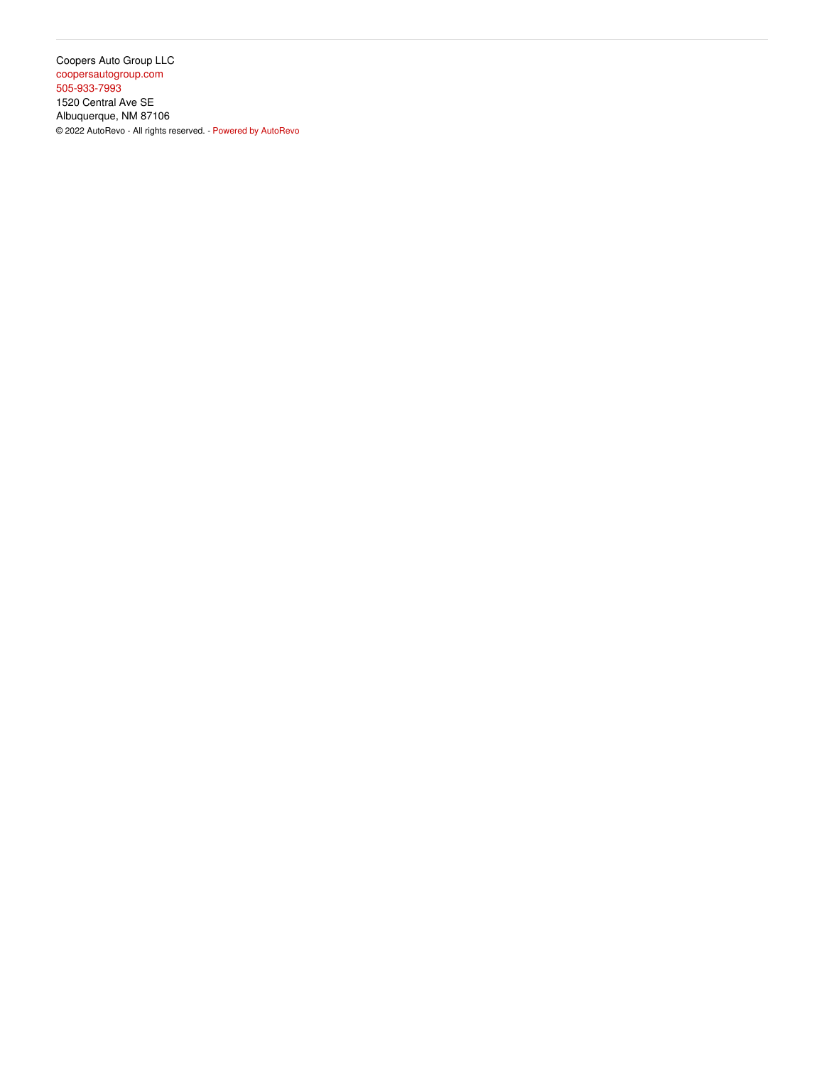Coopers Auto Group LLC
coopersautogroup.com
505-933-7993
1520 Central Ave SE
Albuquerque, NM 87106
© 2022 AutoRevo - All rights reserved. - Powered by AutoRevo